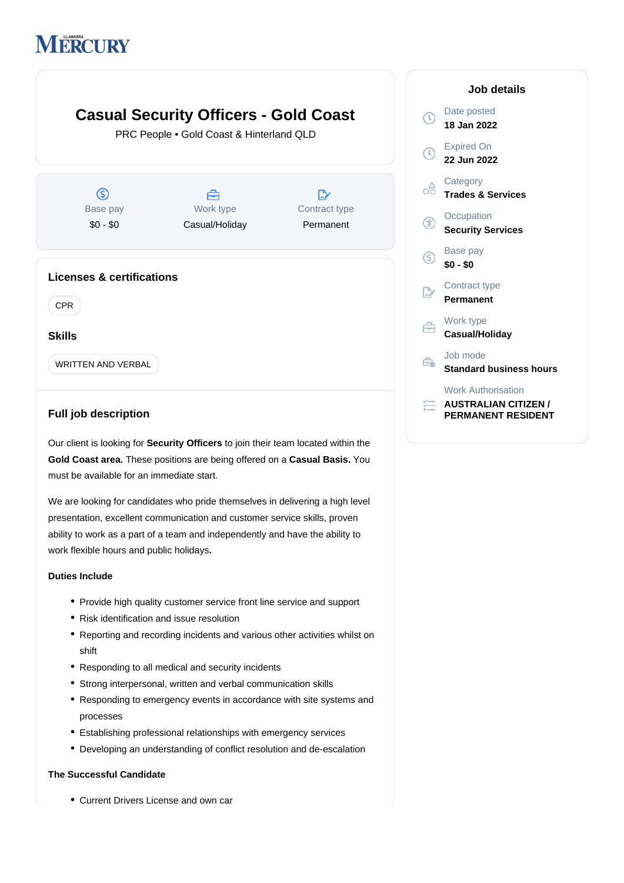# Casual Security Officers - Gold Coast

PRC People • Gold Coast & Hinterland QLD

| Base pay | Work type | Contract type |
| --- | --- | --- |
| $0 - $0 | Casual/Holiday | Permanent |

## Licenses & certifications

CPR

## Skills

WRITTEN AND VERBAL

## Full job description

Our client is looking for **Security Officers** to join their team located within the **Gold Coast area.** These positions are being offered on a **Casual Basis.** You must be available for an immediate start.

We are looking for candidates who pride themselves in delivering a high level presentation, excellent communication and customer service skills, proven ability to work as a part of a team and independently and have the ability to work flexible hours and public holidays**.**

**Duties Include**

- Provide high quality customer service front line service and support
- Risk identification and issue resolution
- Reporting and recording incidents and various other activities whilst on shift
- Responding to all medical and security incidents
- Strong interpersonal, written and verbal communication skills
- Responding to emergency events in accordance with site systems and processes
- Establishing professional relationships with emergency services
- Developing an understanding of conflict resolution and de-escalation

**The Successful Candidate**

- Current Drivers License and own car

## Job details

- Date posted: **18 Jan 2022**
- Expired On: **22 Jun 2022**
- Category: **Trades & Services**
- Occupation: **Security Services**
- Base pay: **$0 - $0**
- Contract type: **Permanent**
- Work type: **Casual/Holiday**
- Job mode: **Standard business hours**
- Work Authorisation: **AUSTRALIAN CITIZEN / PERMANENT RESIDENT**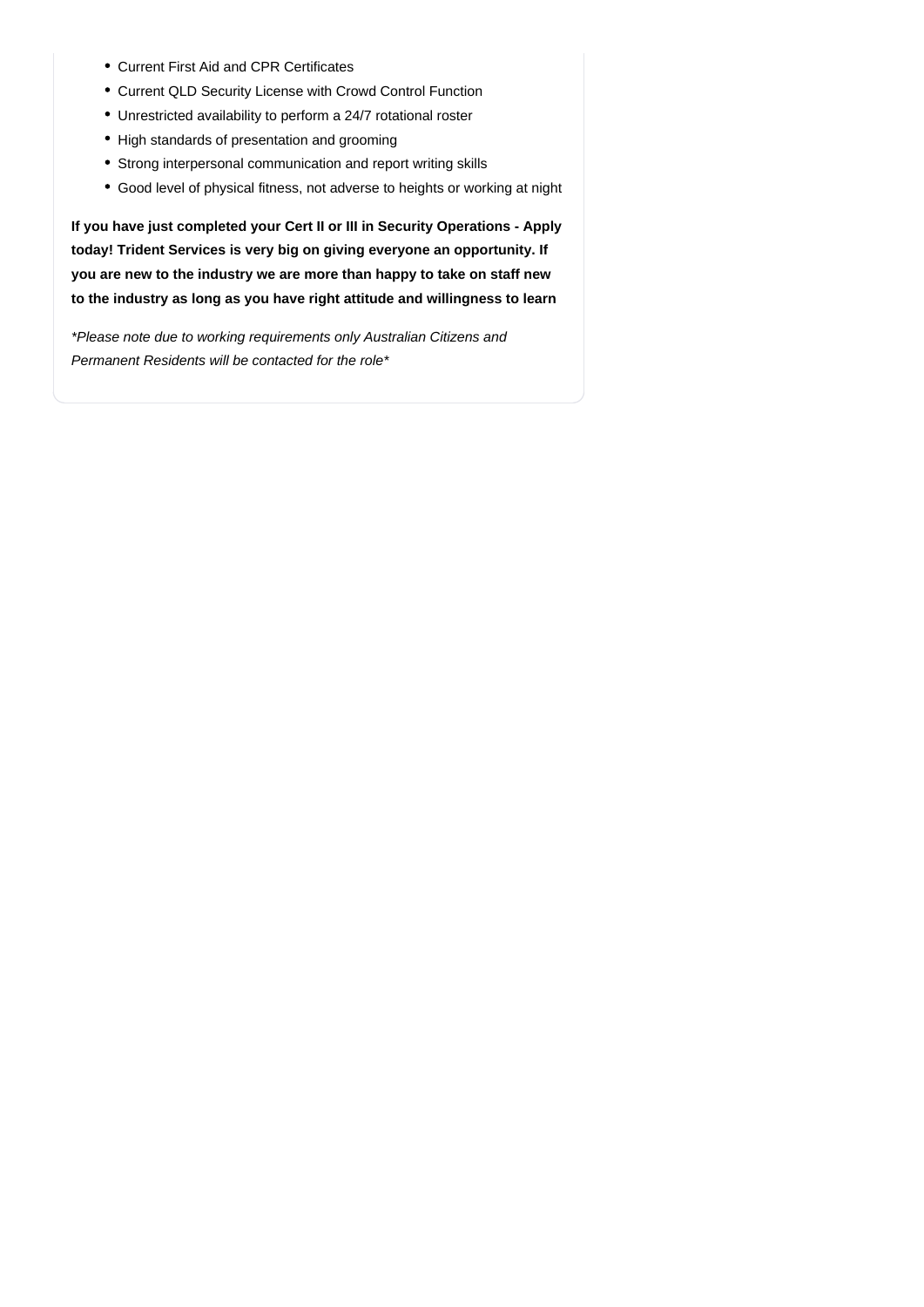- Current First Aid and CPR Certificates
- Current QLD Security License with Crowd Control Function
- Unrestricted availability to perform a 24/7 rotational roster
- High standards of presentation and grooming
- Strong interpersonal communication and report writing skills
- Good level of physical fitness, not adverse to heights or working at night

**If you have just completed your Cert II or III in Security Operations - Apply today! Trident Services is very big on giving everyone an opportunity. If you are new to the industry we are more than happy to take on staff new to the industry as long as you have right attitude and willingness to learn**

*\*Please note due to working requirements only Australian Citizens and Permanent Residents will be contacted for the role\**